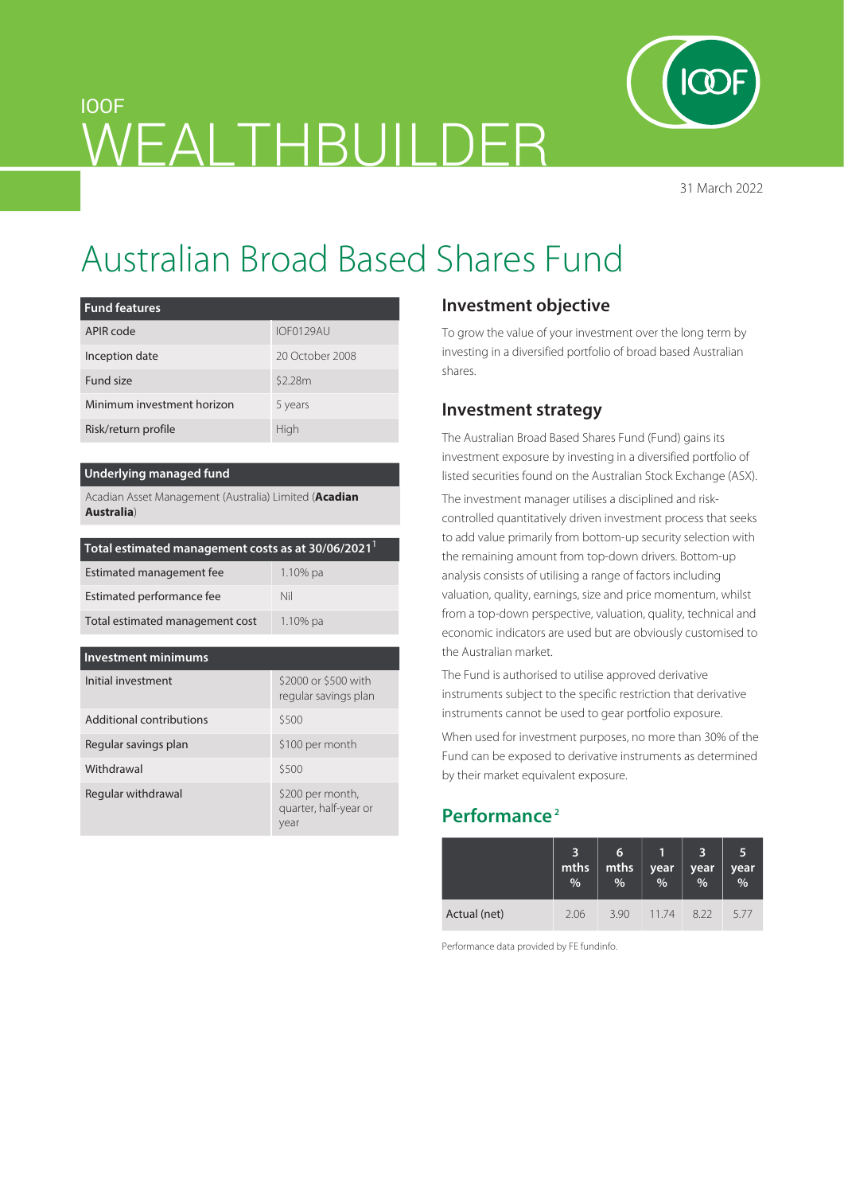IOOF

# WEALTHBUILDER

31 March 2022

# Australian Broad Based Shares Fund

| Fund features | |
|---|---|
| APIR code | IOF0129AU |
| Inception date | 20 October 2008 |
| Fund size | $2.28m |
| Minimum investment horizon | 5 years |
| Risk/return profile | High |

| Underlying managed fund |
|---|
| Acadian Asset Management (Australia) Limited (**Acadian Australia**) |

| Total estimated management costs as at 30/06/2021[1] | |
|---|---|
| Estimated management fee | 1.10% pa |
| Estimated performance fee | Nil |
| Total estimated management cost | 1.10% pa |

| Investment minimums | |
|---|---|
| Initial investment | $2000 or $500 with regular savings plan |
| Additional contributions | $500 |
| Regular savings plan | $100 per month |
| Withdrawal | $500 |
| Regular withdrawal | $200 per month, quarter, half-year or year |

## Investment objective

To grow the value of your investment over the long term by investing in a diversified portfolio of broad based Australian shares.

## Investment strategy

The Australian Broad Based Shares Fund (Fund) gains its investment exposure by investing in a diversified portfolio of listed securities found on the Australian Stock Exchange (ASX).

The investment manager utilises a disciplined and risk-controlled quantitatively driven investment process that seeks to add value primarily from bottom-up security selection with the remaining amount from top-down drivers. Bottom-up analysis consists of utilising a range of factors including valuation, quality, earnings, size and price momentum, whilst from a top-down perspective, valuation, quality, technical and economic indicators are used but are obviously customised to the Australian market.

The Fund is authorised to utilise approved derivative instruments subject to the specific restriction that derivative instruments cannot be used to gear portfolio exposure.

When used for investment purposes, no more than 30% of the Fund can be exposed to derivative instruments as determined by their market equivalent exposure.

## Performance[2]

| | 3 mths % | 6 mths % | 1 year % | 3 year % | 5 year % |
|---|---|---|---|---|---|
| Actual (net) | 2.06 | 3.90 | 11.74 | 8.22 | 5.77 |

Performance data provided by FE fundinfo.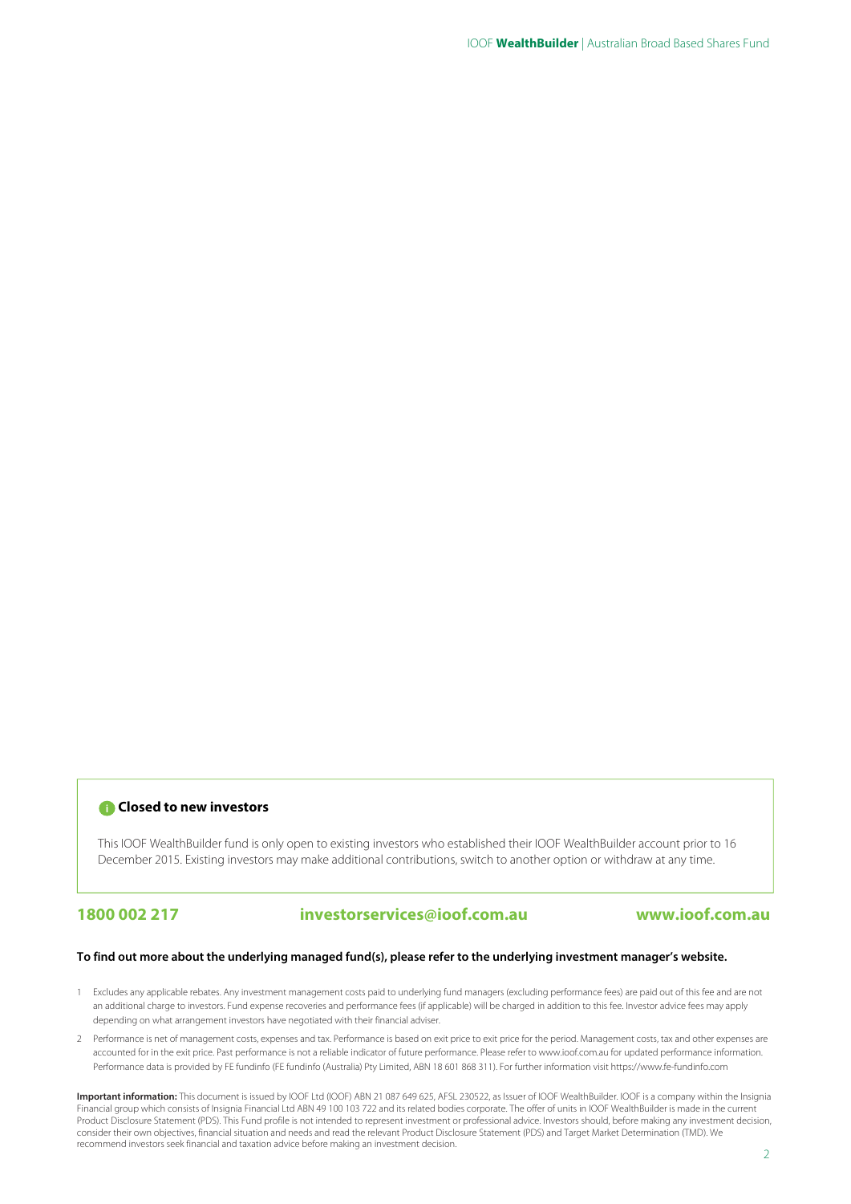### Closed to new investors

This IOOF WealthBuilder fund is only open to existing investors who established their IOOF WealthBuilder account prior to 16 December 2015. Existing investors may make additional contributions, switch to another option or withdraw at any time.

**1800 002 217** **investorservices@ioof.com.au** **www.ioof.com.au**

**To find out more about the underlying managed fund(s), please refer to the underlying investment manager's website.**

1 Excludes any applicable rebates. Any investment management costs paid to underlying fund managers (excluding performance fees) are paid out of this fee and are not an additional charge to investors. Fund expense recoveries and performance fees (if applicable) will be charged in addition to this fee. Investor advice fees may apply depending on what arrangement investors have negotiated with their financial adviser.

2 Performance is net of management costs, expenses and tax. Performance is based on exit price to exit price for the period. Management costs, tax and other expenses are accounted for in the exit price. Past performance is not a reliable indicator of future performance. Please refer to www.ioof.com.au for updated performance information. Performance data is provided by FE fundinfo (FE fundinfo (Australia) Pty Limited, ABN 18 601 868 311). For further information visit https://www.fe-fundinfo.com

**Important information:** This document is issued by IOOF Ltd (IOOF) ABN 21 087 649 625, AFSL 230522, as Issuer of IOOF WealthBuilder. IOOF is a company within the Insignia Financial group which consists of Insignia Financial Ltd ABN 49 100 103 722 and its related bodies corporate. The offer of units in IOOF WealthBuilder is made in the current Product Disclosure Statement (PDS). This Fund profile is not intended to represent investment or professional advice. Investors should, before making any investment decision, consider their own objectives, financial situation and needs and read the relevant Product Disclosure Statement (PDS) and Target Market Determination (TMD). We recommend investors seek financial and taxation advice before making an investment decision.